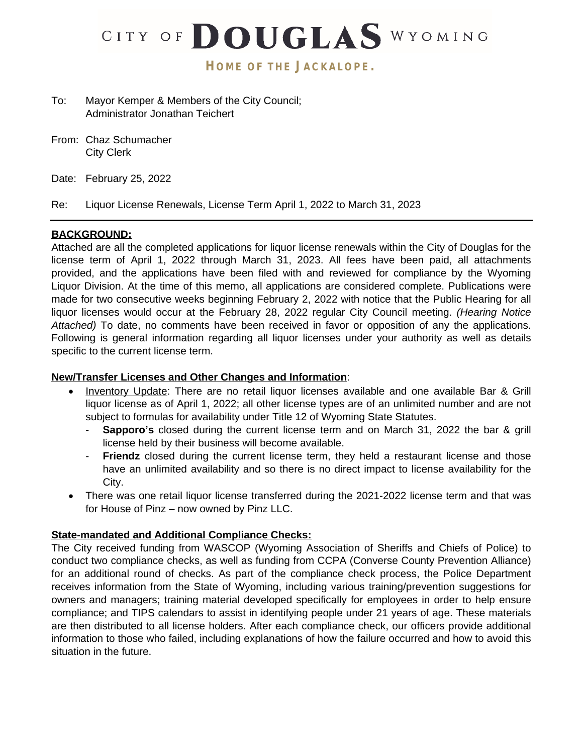# CITY OF DOUGLAS WYOMING

**HOME OF THE JACKALOPE.**

To: Mayor Kemper & Members of the City Council;
Administrator Jonathan Teichert

From: Chaz Schumacher
City Clerk

Date: February 25, 2022

Re: Liquor License Renewals, License Term April 1, 2022 to March 31, 2023

---

**BACKGROUND:**

Attached are all the completed applications for liquor license renewals within the City of Douglas for the license term of April 1, 2022 through March 31, 2023. All fees have been paid, all attachments provided, and the applications have been filed with and reviewed for compliance by the Wyoming Liquor Division. At the time of this memo, all applications are considered complete. Publications were made for two consecutive weeks beginning February 2, 2022 with notice that the Public Hearing for all liquor licenses would occur at the February 28, 2022 regular City Council meeting. *(Hearing Notice Attached)* To date, no comments have been received in favor or opposition of any the applications. Following is general information regarding all liquor licenses under your authority as well as details specific to the current license term.

**New/Transfer Licenses and Other Changes and Information**:

- Inventory Update: There are no retail liquor licenses available and one available Bar & Grill liquor license as of April 1, 2022; all other license types are of an unlimited number and are not subject to formulas for availability under Title 12 of Wyoming State Statutes.
  - **Sapporo's** closed during the current license term and on March 31, 2022 the bar & grill license held by their business will become available.
  - **Friendz** closed during the current license term, they held a restaurant license and those have an unlimited availability and so there is no direct impact to license availability for the City.
- There was one retail liquor license transferred during the 2021-2022 license term and that was for House of Pinz – now owned by Pinz LLC.

**State-mandated and Additional Compliance Checks:**

The City received funding from WASCOP (Wyoming Association of Sheriffs and Chiefs of Police) to conduct two compliance checks, as well as funding from CCPA (Converse County Prevention Alliance) for an additional round of checks. As part of the compliance check process, the Police Department receives information from the State of Wyoming, including various training/prevention suggestions for owners and managers; training material developed specifically for employees in order to help ensure compliance; and TIPS calendars to assist in identifying people under 21 years of age. These materials are then distributed to all license holders. After each compliance check, our officers provide additional information to those who failed, including explanations of how the failure occurred and how to avoid this situation in the future.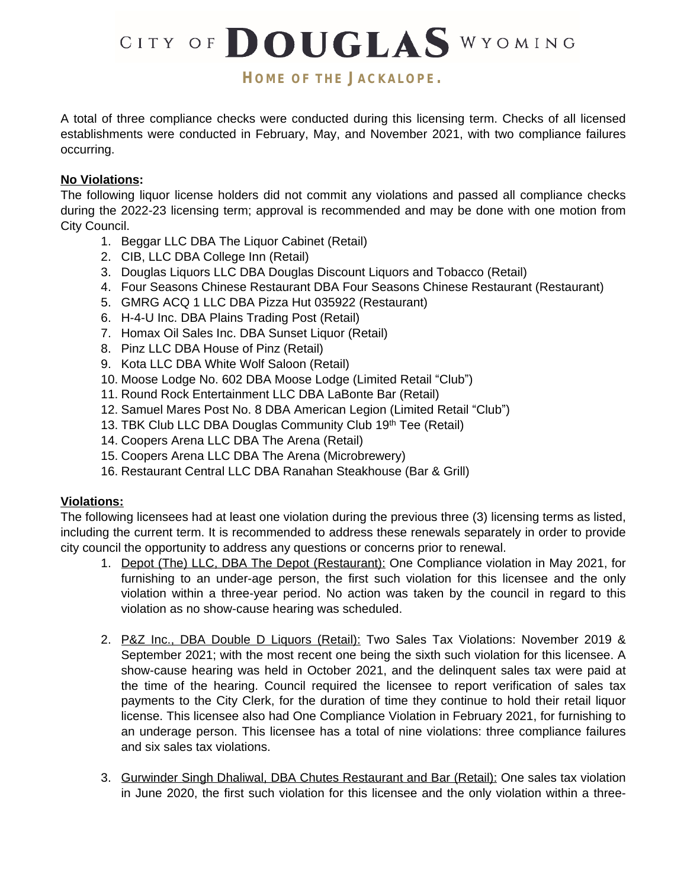A total of three compliance checks were conducted during this licensing term. Checks of all licensed establishments were conducted in February, May, and November 2021, with two compliance failures occurring.

**No Violations:**

The following liquor license holders did not commit any violations and passed all compliance checks during the 2022-23 licensing term; approval is recommended and may be done with one motion from City Council.

1. Beggar LLC DBA The Liquor Cabinet (Retail)
2. CIB, LLC DBA College Inn (Retail)
3. Douglas Liquors LLC DBA Douglas Discount Liquors and Tobacco (Retail)
4. Four Seasons Chinese Restaurant DBA Four Seasons Chinese Restaurant (Restaurant)
5. GMRG ACQ 1 LLC DBA Pizza Hut 035922 (Restaurant)
6. H-4-U Inc. DBA Plains Trading Post (Retail)
7. Homax Oil Sales Inc. DBA Sunset Liquor (Retail)
8. Pinz LLC DBA House of Pinz (Retail)
9. Kota LLC DBA White Wolf Saloon (Retail)
10. Moose Lodge No. 602 DBA Moose Lodge (Limited Retail "Club")
11. Round Rock Entertainment LLC DBA LaBonte Bar (Retail)
12. Samuel Mares Post No. 8 DBA American Legion (Limited Retail "Club")
13. TBK Club LLC DBA Douglas Community Club 19th Tee (Retail)
14. Coopers Arena LLC DBA The Arena (Retail)
15. Coopers Arena LLC DBA The Arena (Microbrewery)
16. Restaurant Central LLC DBA Ranahan Steakhouse (Bar & Grill)

**Violations:**

The following licensees had at least one violation during the previous three (3) licensing terms as listed, including the current term. It is recommended to address these renewals separately in order to provide city council the opportunity to address any questions or concerns prior to renewal.

1. Depot (The) LLC, DBA The Depot (Restaurant): One Compliance violation in May 2021, for furnishing to an under-age person, the first such violation for this licensee and the only violation within a three-year period. No action was taken by the council in regard to this violation as no show-cause hearing was scheduled.

2. P&Z Inc., DBA Double D Liquors (Retail): Two Sales Tax Violations: November 2019 & September 2021; with the most recent one being the sixth such violation for this licensee. A show-cause hearing was held in October 2021, and the delinquent sales tax were paid at the time of the hearing. Council required the licensee to report verification of sales tax payments to the City Clerk, for the duration of time they continue to hold their retail liquor license. This licensee also had One Compliance Violation in February 2021, for furnishing to an underage person. This licensee has a total of nine violations: three compliance failures and six sales tax violations.

3. Gurwinder Singh Dhaliwal, DBA Chutes Restaurant and Bar (Retail): One sales tax violation in June 2020, the first such violation for this licensee and the only violation within a three-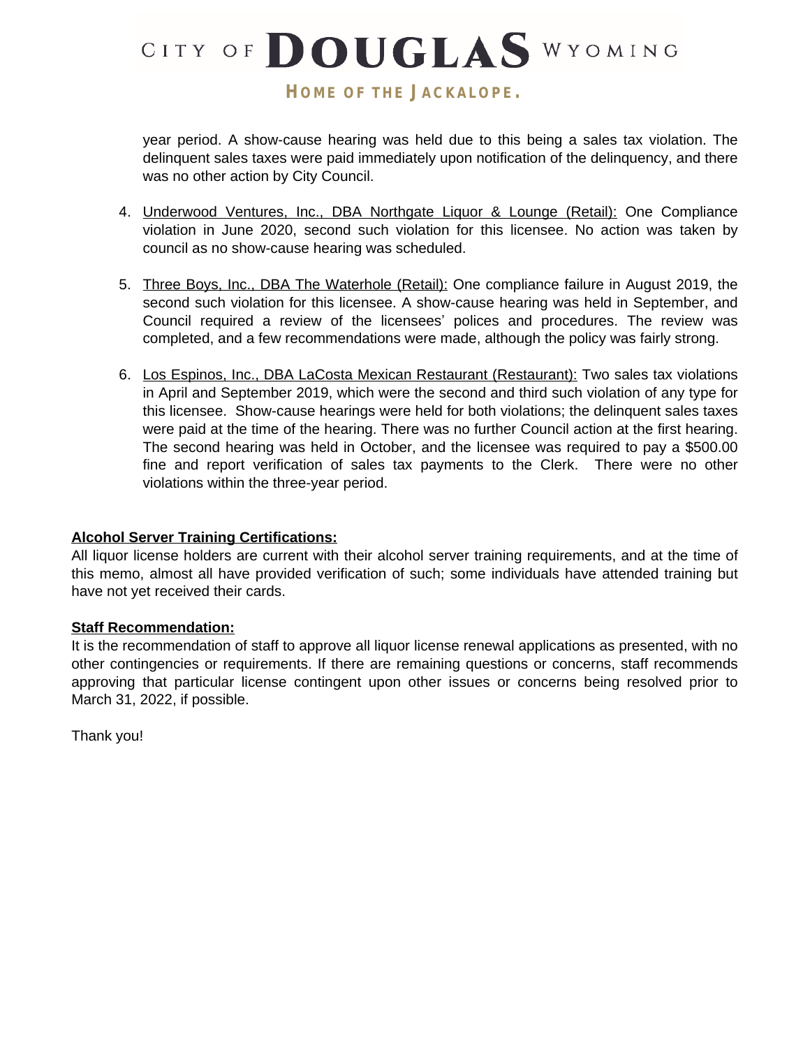year period. A show-cause hearing was held due to this being a sales tax violation. The delinquent sales taxes were paid immediately upon notification of the delinquency, and there was no other action by City Council.

4. Underwood Ventures, Inc., DBA Northgate Liquor & Lounge (Retail): One Compliance violation in June 2020, second such violation for this licensee. No action was taken by council as no show-cause hearing was scheduled.

5. Three Boys, Inc., DBA The Waterhole (Retail): One compliance failure in August 2019, the second such violation for this licensee. A show-cause hearing was held in September, and Council required a review of the licensees' polices and procedures. The review was completed, and a few recommendations were made, although the policy was fairly strong.

6. Los Espinos, Inc., DBA LaCosta Mexican Restaurant (Restaurant): Two sales tax violations in April and September 2019, which were the second and third such violation of any type for this licensee. Show-cause hearings were held for both violations; the delinquent sales taxes were paid at the time of the hearing. There was no further Council action at the first hearing. The second hearing was held in October, and the licensee was required to pay a $500.00 fine and report verification of sales tax payments to the Clerk. There were no other violations within the three-year period.

**Alcohol Server Training Certifications:**

All liquor license holders are current with their alcohol server training requirements, and at the time of this memo, almost all have provided verification of such; some individuals have attended training but have not yet received their cards.

**Staff Recommendation:**

It is the recommendation of staff to approve all liquor license renewal applications as presented, with no other contingencies or requirements. If there are remaining questions or concerns, staff recommends approving that particular license contingent upon other issues or concerns being resolved prior to March 31, 2022, if possible.

Thank you!